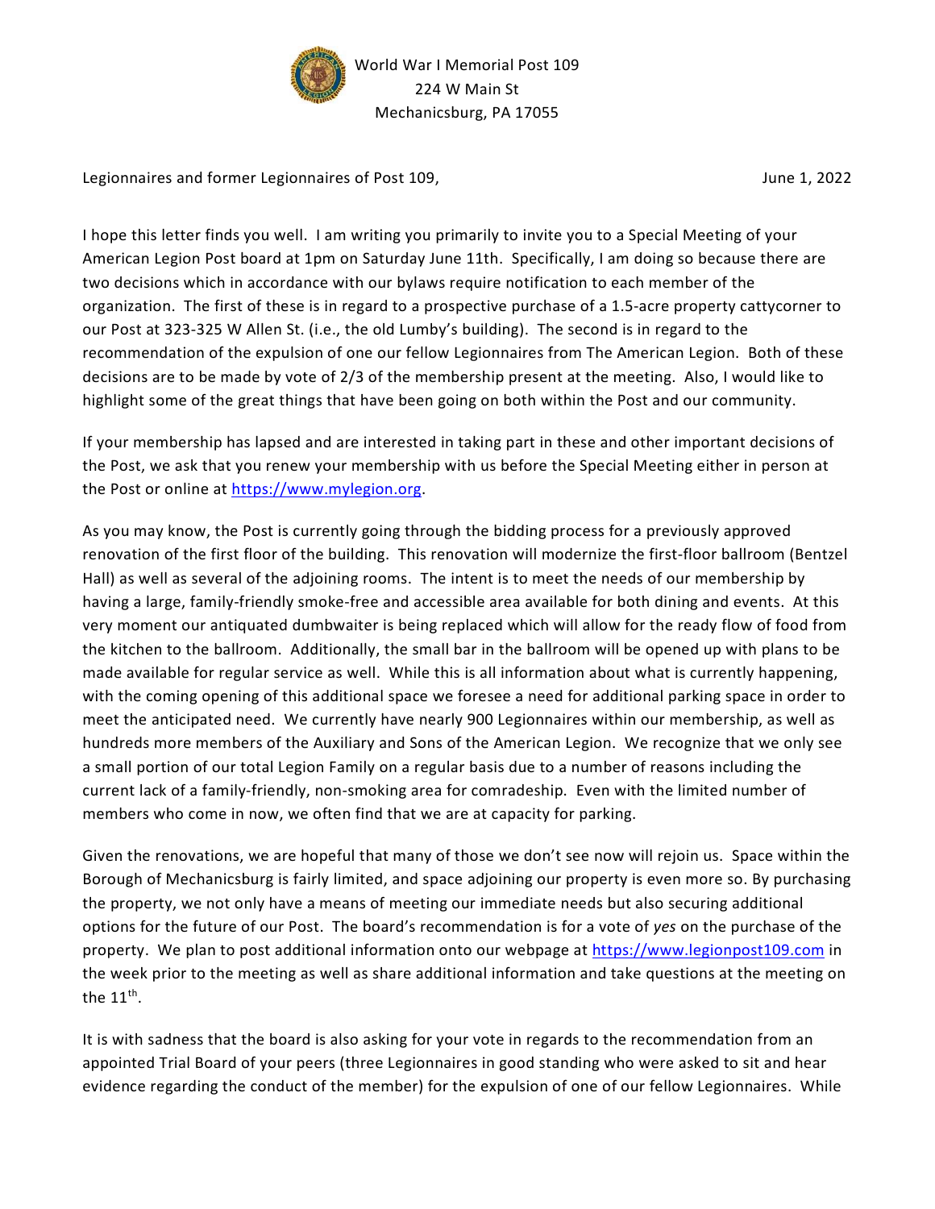World War I Memorial Post 109
224 W Main St
Mechanicsburg, PA 17055

Legionnaires and former Legionnaires of Post 109, June 1, 2022

I hope this letter finds you well. I am writing you primarily to invite you to a Special Meeting of your American Legion Post board at 1pm on Saturday June 11th. Specifically, I am doing so because there are two decisions which in accordance with our bylaws require notification to each member of the organization. The first of these is in regard to a prospective purchase of a 1.5-acre property cattycorner to our Post at 323-325 W Allen St. (i.e., the old Lumby's building). The second is in regard to the recommendation of the expulsion of one our fellow Legionnaires from The American Legion. Both of these decisions are to be made by vote of 2/3 of the membership present at the meeting. Also, I would like to highlight some of the great things that have been going on both within the Post and our community.

If your membership has lapsed and are interested in taking part in these and other important decisions of the Post, we ask that you renew your membership with us before the Special Meeting either in person at the Post or online at [https://www.mylegion.org](https://www.mylegion.org).

As you may know, the Post is currently going through the bidding process for a previously approved renovation of the first floor of the building. This renovation will modernize the first-floor ballroom (Bentzel Hall) as well as several of the adjoining rooms. The intent is to meet the needs of our membership by having a large, family-friendly smoke-free and accessible area available for both dining and events. At this very moment our antiquated dumbwaiter is being replaced which will allow for the ready flow of food from the kitchen to the ballroom. Additionally, the small bar in the ballroom will be opened up with plans to be made available for regular service as well. While this is all information about what is currently happening, with the coming opening of this additional space we foresee a need for additional parking space in order to meet the anticipated need. We currently have nearly 900 Legionnaires within our membership, as well as hundreds more members of the Auxiliary and Sons of the American Legion. We recognize that we only see a small portion of our total Legion Family on a regular basis due to a number of reasons including the current lack of a family-friendly, non-smoking area for comradeship. Even with the limited number of members who come in now, we often find that we are at capacity for parking.

Given the renovations, we are hopeful that many of those we don't see now will rejoin us. Space within the Borough of Mechanicsburg is fairly limited, and space adjoining our property is even more so. By purchasing the property, we not only have a means of meeting our immediate needs but also securing additional options for the future of our Post. The board's recommendation is for a vote of *yes* on the purchase of the property. We plan to post additional information onto our webpage at [https://www.legionpost109.com](https://www.legionpost109.com) in the week prior to the meeting as well as share additional information and take questions at the meeting on the 11th.

It is with sadness that the board is also asking for your vote in regards to the recommendation from an appointed Trial Board of your peers (three Legionnaires in good standing who were asked to sit and hear evidence regarding the conduct of the member) for the expulsion of one of our fellow Legionnaires. While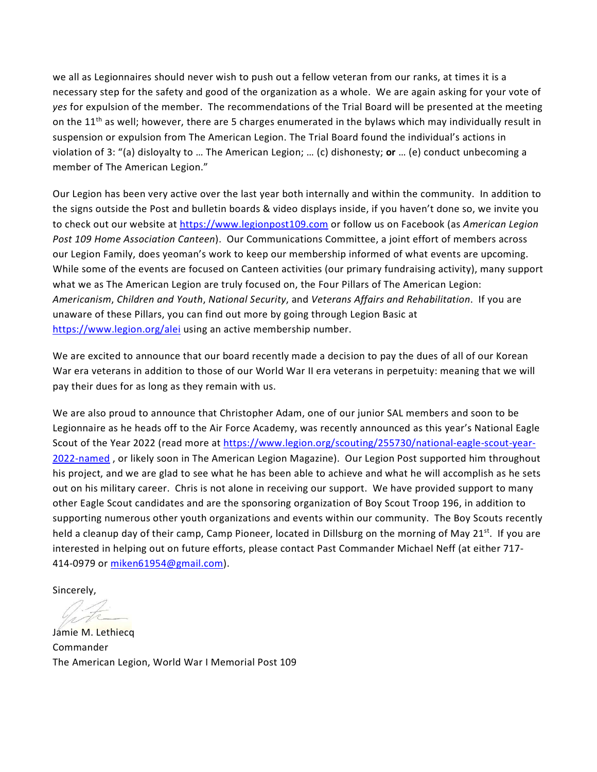we all as Legionnaires should never wish to push out a fellow veteran from our ranks, at times it is a necessary step for the safety and good of the organization as a whole. We are again asking for your vote of *yes* for expulsion of the member. The recommendations of the Trial Board will be presented at the meeting on the 11th as well; however, there are 5 charges enumerated in the bylaws which may individually result in suspension or expulsion from The American Legion. The Trial Board found the individual's actions in violation of 3: "(a) disloyalty to … The American Legion; … (c) dishonesty; **or** … (e) conduct unbecoming a member of The American Legion."

Our Legion has been very active over the last year both internally and within the community. In addition to the signs outside the Post and bulletin boards & video displays inside, if you haven't done so, we invite you to check out our website at https://www.legionpost109.com or follow us on Facebook (as *American Legion Post 109 Home Association Canteen*). Our Communications Committee, a joint effort of members across our Legion Family, does yeoman's work to keep our membership informed of what events are upcoming. While some of the events are focused on Canteen activities (our primary fundraising activity), many support what we as The American Legion are truly focused on, the Four Pillars of The American Legion: *Americanism*, *Children and Youth*, *National Security*, and *Veterans Affairs and Rehabilitation*. If you are unaware of these Pillars, you can find out more by going through Legion Basic at https://www.legion.org/alei using an active membership number.

We are excited to announce that our board recently made a decision to pay the dues of all of our Korean War era veterans in addition to those of our World War II era veterans in perpetuity: meaning that we will pay their dues for as long as they remain with us.

We are also proud to announce that Christopher Adam, one of our junior SAL members and soon to be Legionnaire as he heads off to the Air Force Academy, was recently announced as this year's National Eagle Scout of the Year 2022 (read more at https://www.legion.org/scouting/255730/national-eagle-scout-year-2022-named , or likely soon in The American Legion Magazine). Our Legion Post supported him throughout his project, and we are glad to see what he has been able to achieve and what he will accomplish as he sets out on his military career. Chris is not alone in receiving our support. We have provided support to many other Eagle Scout candidates and are the sponsoring organization of Boy Scout Troop 196, in addition to supporting numerous other youth organizations and events within our community. The Boy Scouts recently held a cleanup day of their camp, Camp Pioneer, located in Dillsburg on the morning of May 21st. If you are interested in helping out on future efforts, please contact Past Commander Michael Neff (at either 717-414-0979 or miken61954@gmail.com).

Sincerely,

Jamie M. Lethiecq
Commander
The American Legion, World War I Memorial Post 109